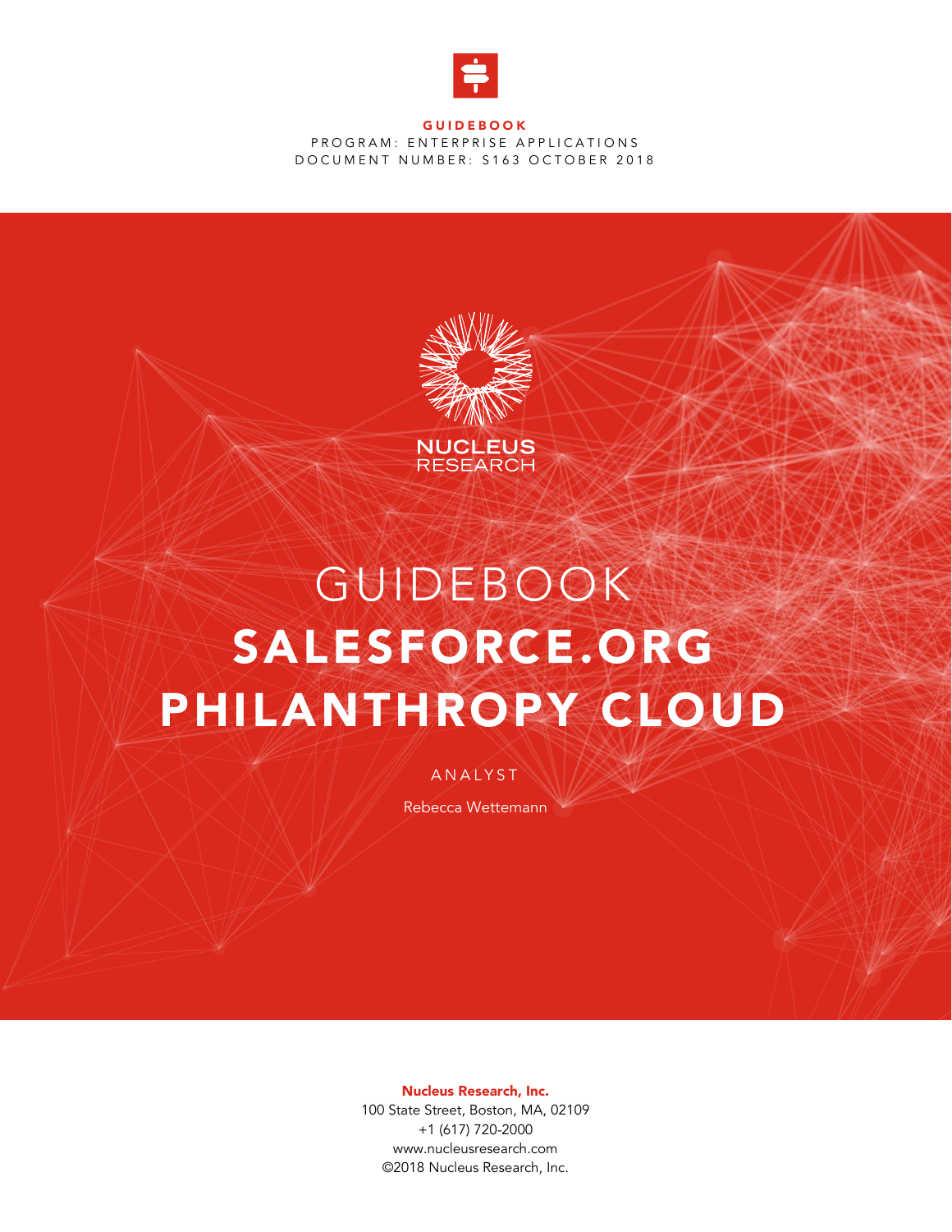**GUIDEBOOK**

PROGRAM: ENTERPRISE APPLICATIONS

DOCUMENT NUMBER: S163 OCTOBER 2018

NUCLEUS RESEARCH

# GUIDEBOOK SALESFORCE.ORG PHILANTHROPY CLOUD

ANALYST

Rebecca Wettemann

**Nucleus Research, Inc.**

100 State Street, Boston, MA, 02109

+1 (617) 720-2000

www.nucleusresearch.com

©2018 Nucleus Research, Inc.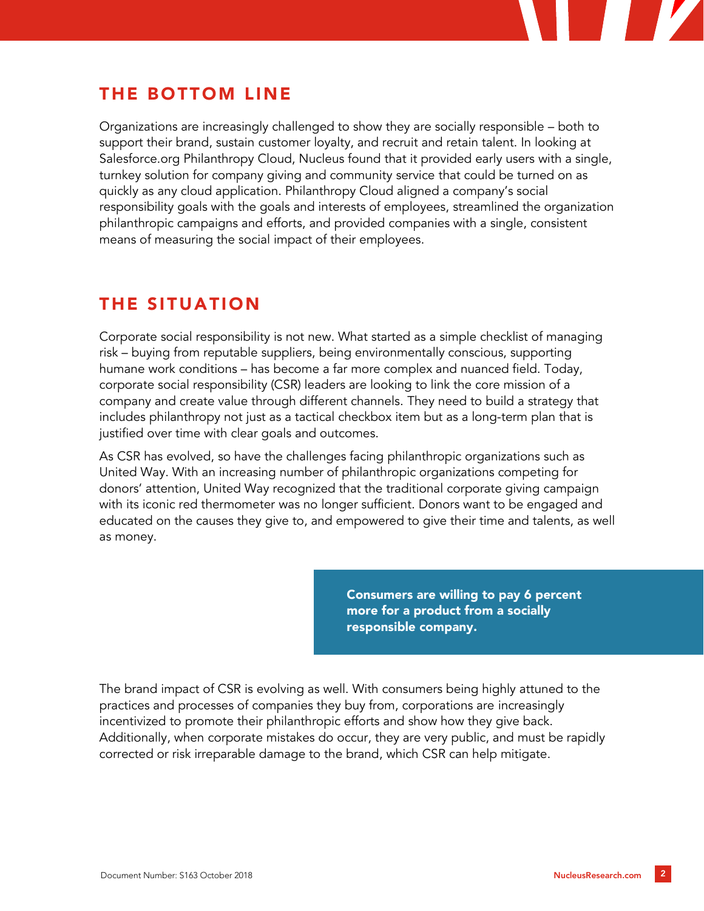## THE BOTTOM LINE

Organizations are increasingly challenged to show they are socially responsible – both to support their brand, sustain customer loyalty, and recruit and retain talent. In looking at Salesforce.org Philanthropy Cloud, Nucleus found that it provided early users with a single, turnkey solution for company giving and community service that could be turned on as quickly as any cloud application. Philanthropy Cloud aligned a company's social responsibility goals with the goals and interests of employees, streamlined the organization philanthropic campaigns and efforts, and provided companies with a single, consistent means of measuring the social impact of their employees.

## THE SITUATION

Corporate social responsibility is not new. What started as a simple checklist of managing risk – buying from reputable suppliers, being environmentally conscious, supporting humane work conditions – has become a far more complex and nuanced field. Today, corporate social responsibility (CSR) leaders are looking to link the core mission of a company and create value through different channels. They need to build a strategy that includes philanthropy not just as a tactical checkbox item but as a long-term plan that is justified over time with clear goals and outcomes.

As CSR has evolved, so have the challenges facing philanthropic organizations such as United Way. With an increasing number of philanthropic organizations competing for donors' attention, United Way recognized that the traditional corporate giving campaign with its iconic red thermometer was no longer sufficient. Donors want to be engaged and educated on the causes they give to, and empowered to give their time and talents, as well as money.

**Consumers are willing to pay 6 percent more for a product from a socially responsible company.**

The brand impact of CSR is evolving as well. With consumers being highly attuned to the practices and processes of companies they buy from, corporations are increasingly incentivized to promote their philanthropic efforts and show how they give back. Additionally, when corporate mistakes do occur, they are very public, and must be rapidly corrected or risk irreparable damage to the brand, which CSR can help mitigate.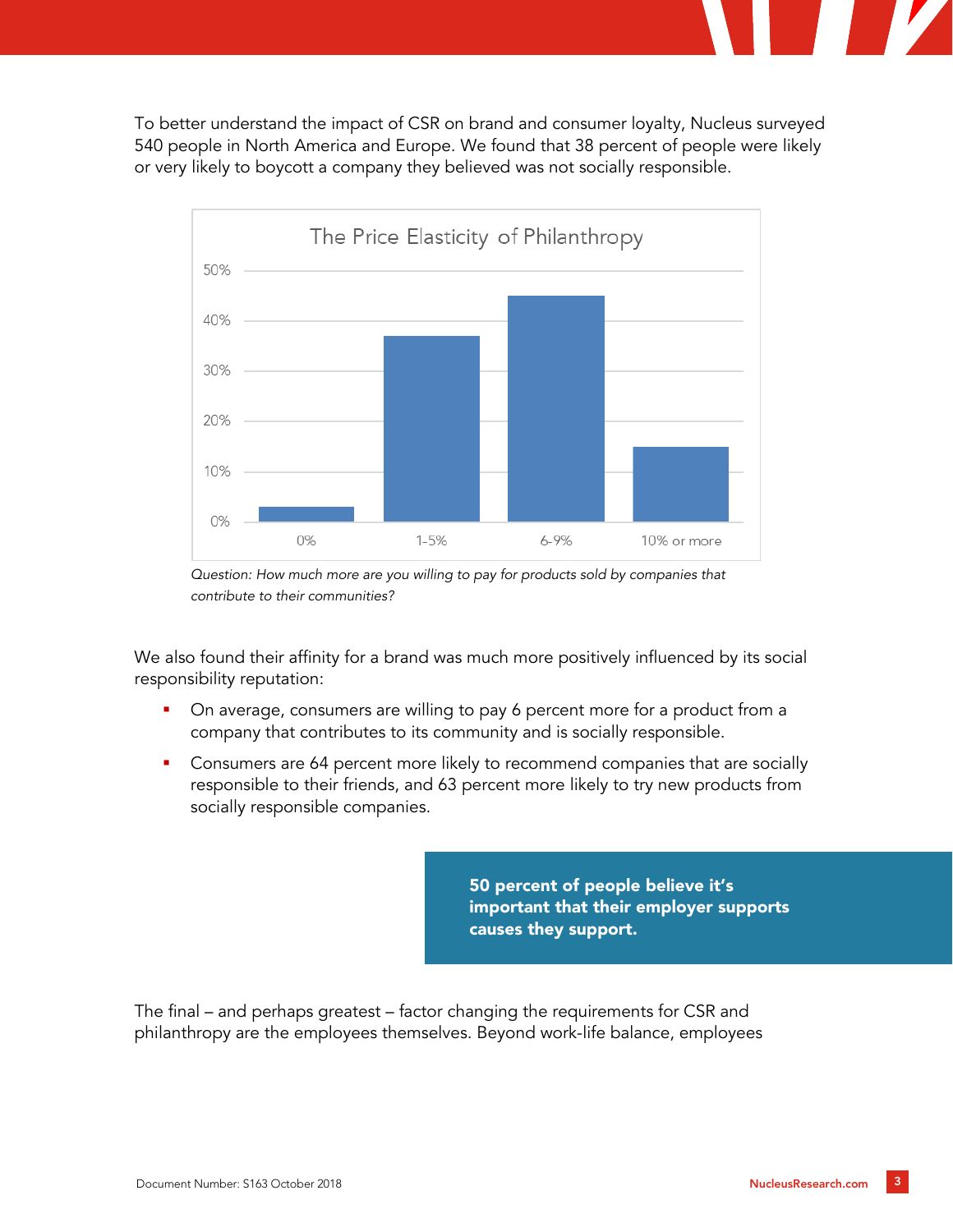To better understand the impact of CSR on brand and consumer loyalty, Nucleus surveyed 540 people in North America and Europe. We found that 38 percent of people were likely or very likely to boycott a company they believed was not socially responsible.

*Question: How much more are you willing to pay for products sold by companies that contribute to their communities?*

We also found their affinity for a brand was much more positively influenced by its social responsibility reputation:

- On average, consumers are willing to pay 6 percent more for a product from a company that contributes to its community and is socially responsible.
- Consumers are 64 percent more likely to recommend companies that are socially responsible to their friends, and 63 percent more likely to try new products from socially responsible companies.

**50 percent of people believe it's important that their employer supports causes they support.**

The final – and perhaps greatest – factor changing the requirements for CSR and philanthropy are the employees themselves. Beyond work-life balance, employees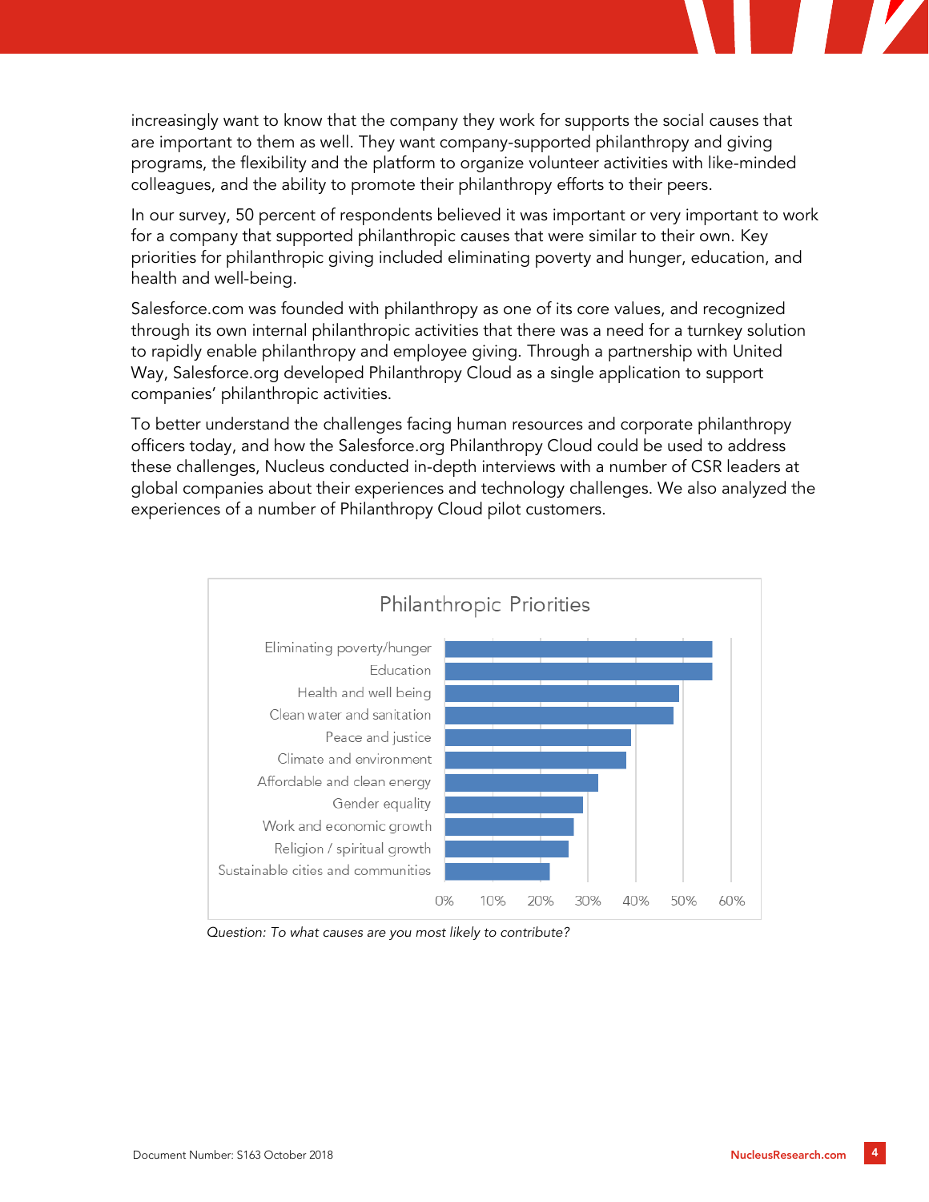increasingly want to know that the company they work for supports the social causes that are important to them as well. They want company-supported philanthropy and giving programs, the flexibility and the platform to organize volunteer activities with like-minded colleagues, and the ability to promote their philanthropy efforts to their peers.

In our survey, 50 percent of respondents believed it was important or very important to work for a company that supported philanthropic causes that were similar to their own. Key priorities for philanthropic giving included eliminating poverty and hunger, education, and health and well-being.

Salesforce.com was founded with philanthropy as one of its core values, and recognized through its own internal philanthropic activities that there was a need for a turnkey solution to rapidly enable philanthropy and employee giving. Through a partnership with United Way, Salesforce.org developed Philanthropy Cloud as a single application to support companies' philanthropic activities.

To better understand the challenges facing human resources and corporate philanthropy officers today, and how the Salesforce.org Philanthropy Cloud could be used to address these challenges, Nucleus conducted in-depth interviews with a number of CSR leaders at global companies about their experiences and technology challenges. We also analyzed the experiences of a number of Philanthropy Cloud pilot customers.

**Philanthropic Priorities**

| Cause | Approx. share |
| --- | --- |
| Eliminating poverty/hunger | ~56% |
| Education | ~56% |
| Health and well being | ~49% |
| Clean water and sanitation | ~48% |
| Peace and justice | ~39% |
| Climate and environment | ~38% |
| Affordable and clean energy | ~32% |
| Gender equality | ~29% |
| Work and economic growth | ~27% |
| Religion / spiritual growth | ~26% |
| Sustainable cities and communities | ~22% |

*Question: To what causes are you most likely to contribute?*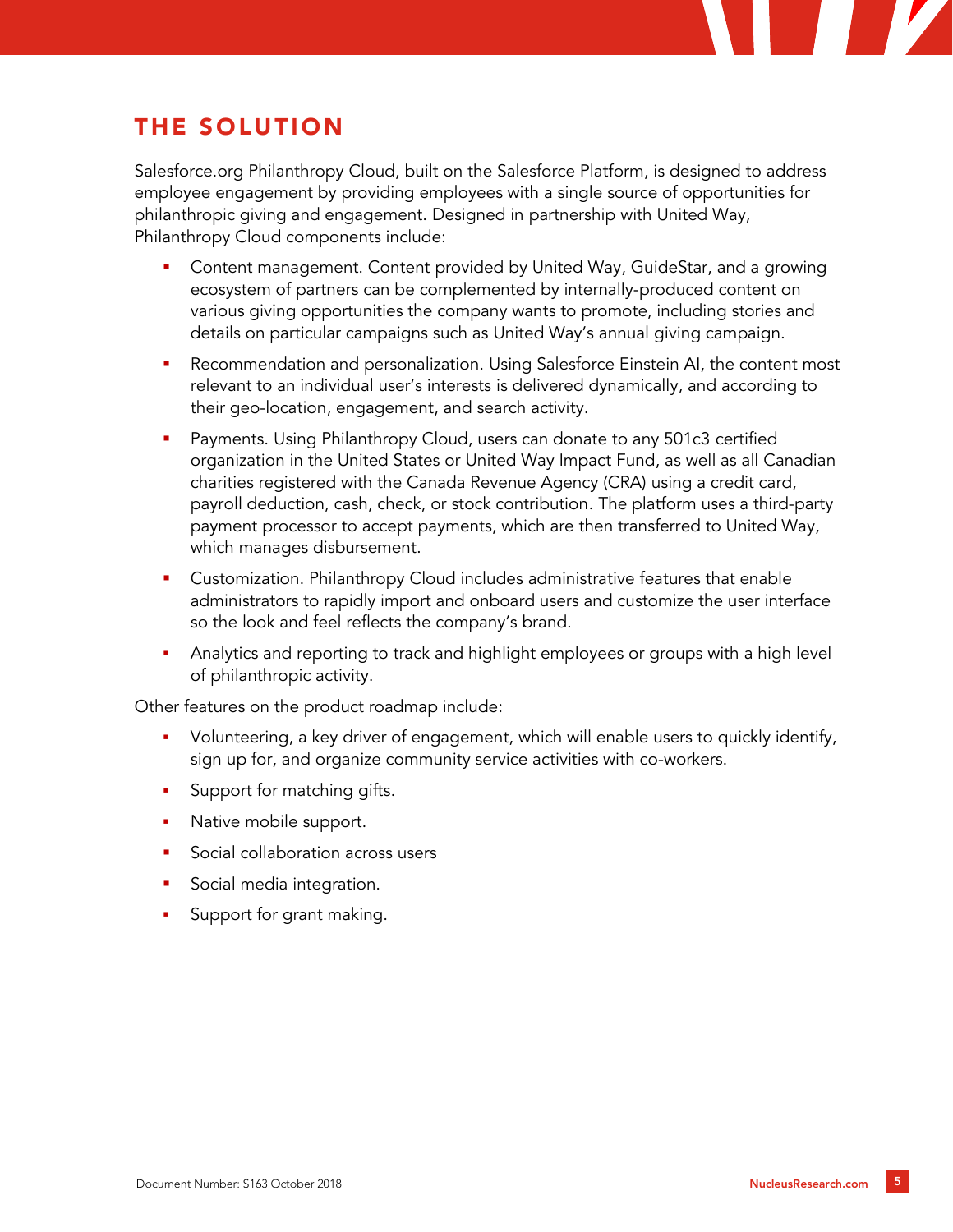## THE SOLUTION

Salesforce.org Philanthropy Cloud, built on the Salesforce Platform, is designed to address employee engagement by providing employees with a single source of opportunities for philanthropic giving and engagement. Designed in partnership with United Way, Philanthropy Cloud components include:

- Content management. Content provided by United Way, GuideStar, and a growing ecosystem of partners can be complemented by internally-produced content on various giving opportunities the company wants to promote, including stories and details on particular campaigns such as United Way's annual giving campaign.
- Recommendation and personalization. Using Salesforce Einstein AI, the content most relevant to an individual user's interests is delivered dynamically, and according to their geo-location, engagement, and search activity.
- Payments. Using Philanthropy Cloud, users can donate to any 501c3 certified organization in the United States or United Way Impact Fund, as well as all Canadian charities registered with the Canada Revenue Agency (CRA) using a credit card, payroll deduction, cash, check, or stock contribution. The platform uses a third-party payment processor to accept payments, which are then transferred to United Way, which manages disbursement.
- Customization. Philanthropy Cloud includes administrative features that enable administrators to rapidly import and onboard users and customize the user interface so the look and feel reflects the company's brand.
- Analytics and reporting to track and highlight employees or groups with a high level of philanthropic activity.

Other features on the product roadmap include:

- Volunteering, a key driver of engagement, which will enable users to quickly identify, sign up for, and organize community service activities with co-workers.
- Support for matching gifts.
- Native mobile support.
- Social collaboration across users
- Social media integration.
- Support for grant making.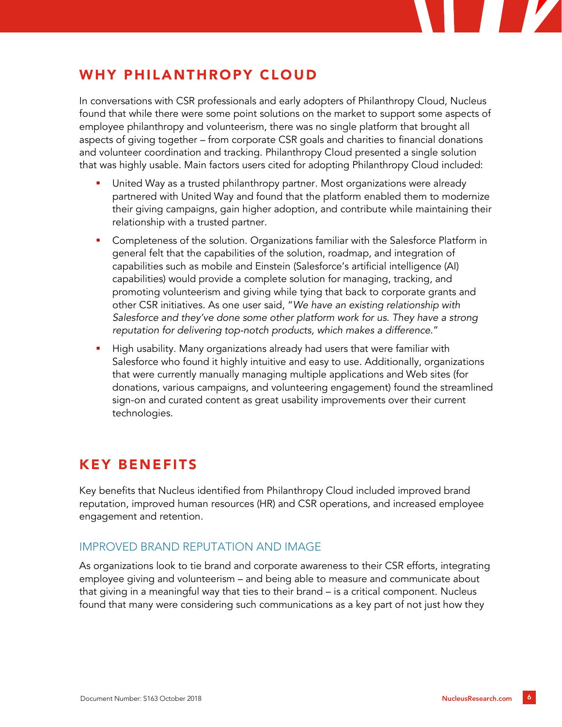## WHY PHILANTHROPY CLOUD

In conversations with CSR professionals and early adopters of Philanthropy Cloud, Nucleus found that while there were some point solutions on the market to support some aspects of employee philanthropy and volunteerism, there was no single platform that brought all aspects of giving together – from corporate CSR goals and charities to financial donations and volunteer coordination and tracking. Philanthropy Cloud presented a single solution that was highly usable. Main factors users cited for adopting Philanthropy Cloud included:

- United Way as a trusted philanthropy partner. Most organizations were already partnered with United Way and found that the platform enabled them to modernize their giving campaigns, gain higher adoption, and contribute while maintaining their relationship with a trusted partner.
- Completeness of the solution. Organizations familiar with the Salesforce Platform in general felt that the capabilities of the solution, roadmap, and integration of capabilities such as mobile and Einstein (Salesforce's artificial intelligence (AI) capabilities) would provide a complete solution for managing, tracking, and promoting volunteerism and giving while tying that back to corporate grants and other CSR initiatives. As one user said, "*We have an existing relationship with Salesforce and they've done some other platform work for us. They have a strong reputation for delivering top-notch products, which makes a difference.*"
- High usability. Many organizations already had users that were familiar with Salesforce who found it highly intuitive and easy to use. Additionally, organizations that were currently manually managing multiple applications and Web sites (for donations, various campaigns, and volunteering engagement) found the streamlined sign-on and curated content as great usability improvements over their current technologies.

## KEY BENEFITS

Key benefits that Nucleus identified from Philanthropy Cloud included improved brand reputation, improved human resources (HR) and CSR operations, and increased employee engagement and retention.

### IMPROVED BRAND REPUTATION AND IMAGE

As organizations look to tie brand and corporate awareness to their CSR efforts, integrating employee giving and volunteerism – and being able to measure and communicate about that giving in a meaningful way that ties to their brand – is a critical component. Nucleus found that many were considering such communications as a key part of not just how they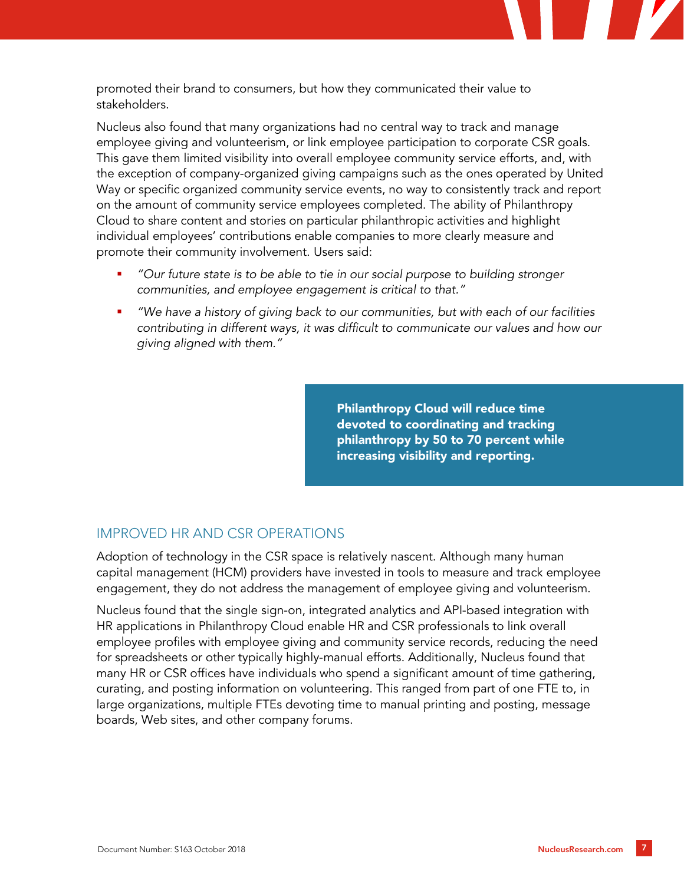promoted their brand to consumers, but how they communicated their value to stakeholders.

Nucleus also found that many organizations had no central way to track and manage employee giving and volunteerism, or link employee participation to corporate CSR goals. This gave them limited visibility into overall employee community service efforts, and, with the exception of company-organized giving campaigns such as the ones operated by United Way or specific organized community service events, no way to consistently track and report on the amount of community service employees completed. The ability of Philanthropy Cloud to share content and stories on particular philanthropic activities and highlight individual employees' contributions enable companies to more clearly measure and promote their community involvement. Users said:

- *"Our future state is to be able to tie in our social purpose to building stronger communities, and employee engagement is critical to that."*
- *"We have a history of giving back to our communities, but with each of our facilities contributing in different ways, it was difficult to communicate our values and how our giving aligned with them."*

**Philanthropy Cloud will reduce time devoted to coordinating and tracking philanthropy by 50 to 70 percent while increasing visibility and reporting.**

## IMPROVED HR AND CSR OPERATIONS

Adoption of technology in the CSR space is relatively nascent. Although many human capital management (HCM) providers have invested in tools to measure and track employee engagement, they do not address the management of employee giving and volunteerism.

Nucleus found that the single sign-on, integrated analytics and API-based integration with HR applications in Philanthropy Cloud enable HR and CSR professionals to link overall employee profiles with employee giving and community service records, reducing the need for spreadsheets or other typically highly-manual efforts. Additionally, Nucleus found that many HR or CSR offices have individuals who spend a significant amount of time gathering, curating, and posting information on volunteering. This ranged from part of one FTE to, in large organizations, multiple FTEs devoting time to manual printing and posting, message boards, Web sites, and other company forums.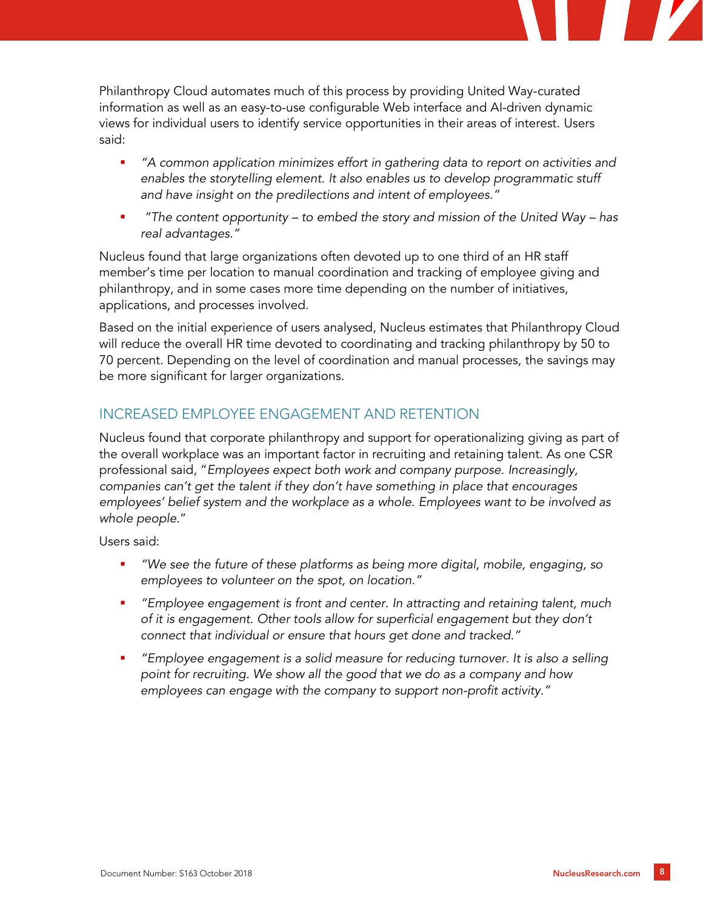Philanthropy Cloud automates much of this process by providing United Way-curated information as well as an easy-to-use configurable Web interface and AI-driven dynamic views for individual users to identify service opportunities in their areas of interest. Users said:

- *"A common application minimizes effort in gathering data to report on activities and enables the storytelling element. It also enables us to develop programmatic stuff and have insight on the predilections and intent of employees."*
- *"The content opportunity – to embed the story and mission of the United Way – has real advantages."*

Nucleus found that large organizations often devoted up to one third of an HR staff member's time per location to manual coordination and tracking of employee giving and philanthropy, and in some cases more time depending on the number of initiatives, applications, and processes involved.

Based on the initial experience of users analysed, Nucleus estimates that Philanthropy Cloud will reduce the overall HR time devoted to coordinating and tracking philanthropy by 50 to 70 percent. Depending on the level of coordination and manual processes, the savings may be more significant for larger organizations.

## INCREASED EMPLOYEE ENGAGEMENT AND RETENTION

Nucleus found that corporate philanthropy and support for operationalizing giving as part of the overall workplace was an important factor in recruiting and retaining talent. As one CSR professional said, "*Employees expect both work and company purpose. Increasingly, companies can't get the talent if they don't have something in place that encourages employees' belief system and the workplace as a whole. Employees want to be involved as whole people.*"

Users said:

- *"We see the future of these platforms as being more digital, mobile, engaging, so employees to volunteer on the spot, on location."*
- *"Employee engagement is front and center. In attracting and retaining talent, much of it is engagement. Other tools allow for superficial engagement but they don't connect that individual or ensure that hours get done and tracked."*
- *"Employee engagement is a solid measure for reducing turnover. It is also a selling point for recruiting. We show all the good that we do as a company and how employees can engage with the company to support non-profit activity."*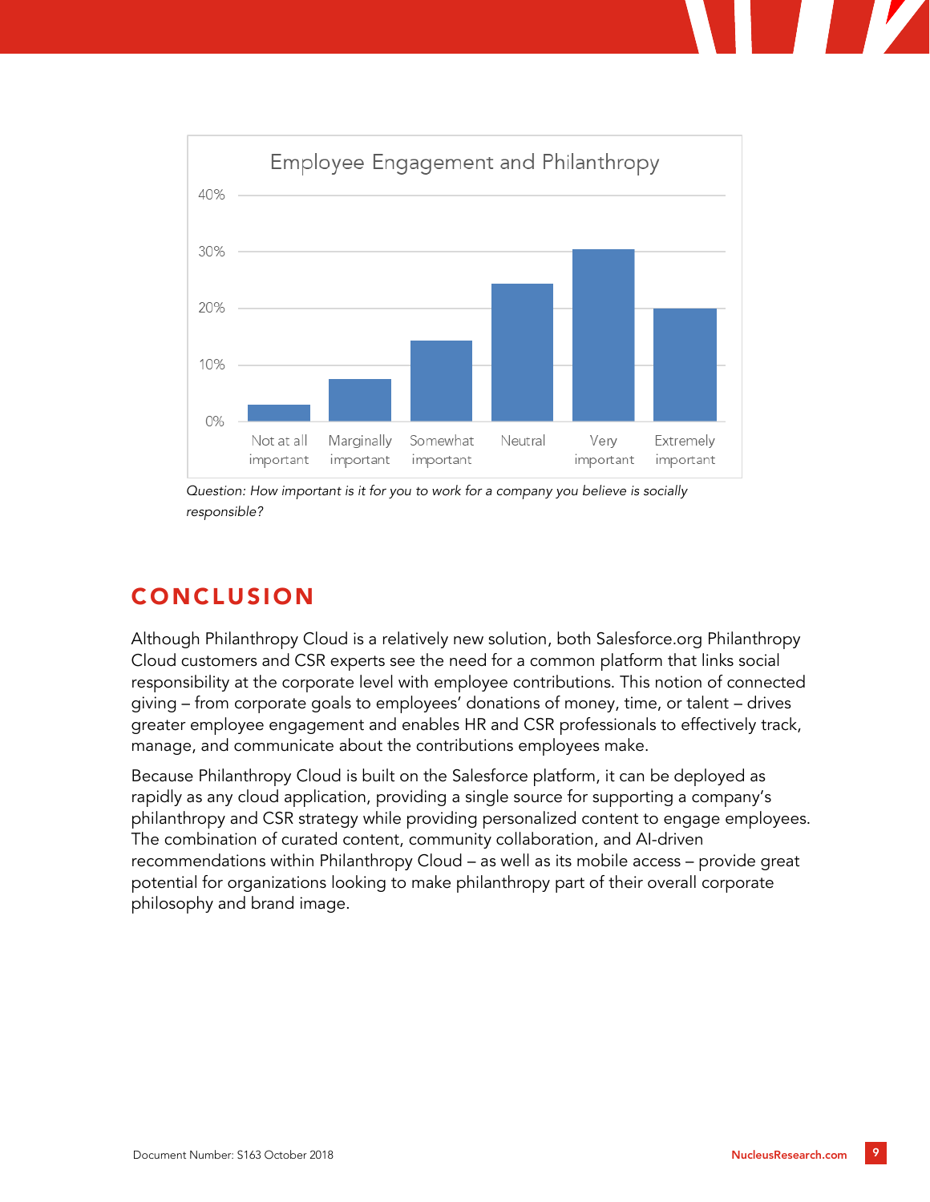Employee Engagement and Philanthropy

*Question: How important is it for you to work for a company you believe is socially responsible?*

## CONCLUSION

Although Philanthropy Cloud is a relatively new solution, both Salesforce.org Philanthropy Cloud customers and CSR experts see the need for a common platform that links social responsibility at the corporate level with employee contributions. This notion of connected giving – from corporate goals to employees' donations of money, time, or talent – drives greater employee engagement and enables HR and CSR professionals to effectively track, manage, and communicate about the contributions employees make.

Because Philanthropy Cloud is built on the Salesforce platform, it can be deployed as rapidly as any cloud application, providing a single source for supporting a company's philanthropy and CSR strategy while providing personalized content to engage employees. The combination of curated content, community collaboration, and AI-driven recommendations within Philanthropy Cloud – as well as its mobile access – provide great potential for organizations looking to make philanthropy part of their overall corporate philosophy and brand image.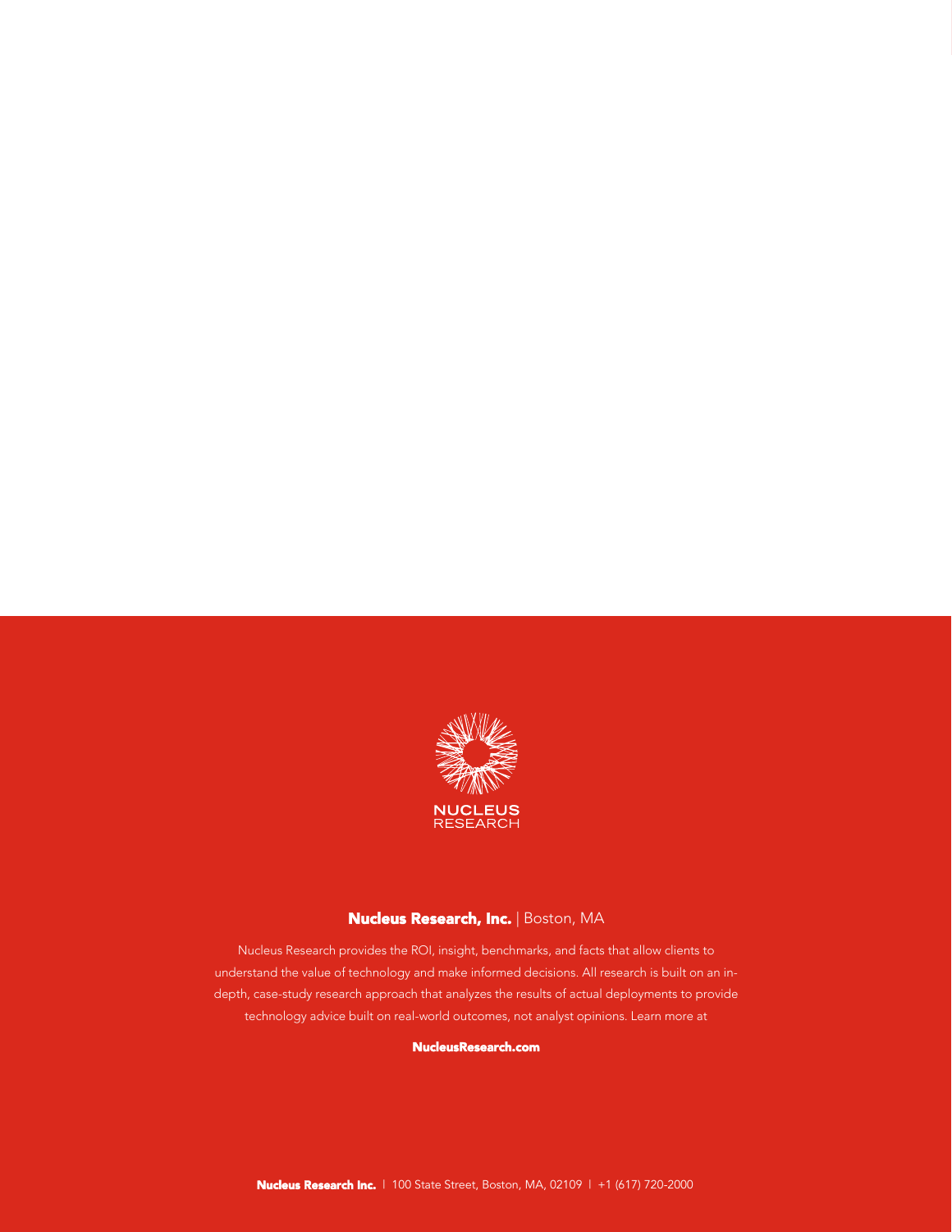NUCLEUS RESEARCH

**Nucleus Research, Inc.** | Boston, MA

Nucleus Research provides the ROI, insight, benchmarks, and facts that allow clients to understand the value of technology and make informed decisions. All research is built on an in-depth, case-study research approach that analyzes the results of actual deployments to provide technology advice built on real-world outcomes, not analyst opinions. Learn more at

**NucleusResearch.com**

**Nucleus Research Inc.** | 100 State Street, Boston, MA, 02109 | +1 (617) 720-2000